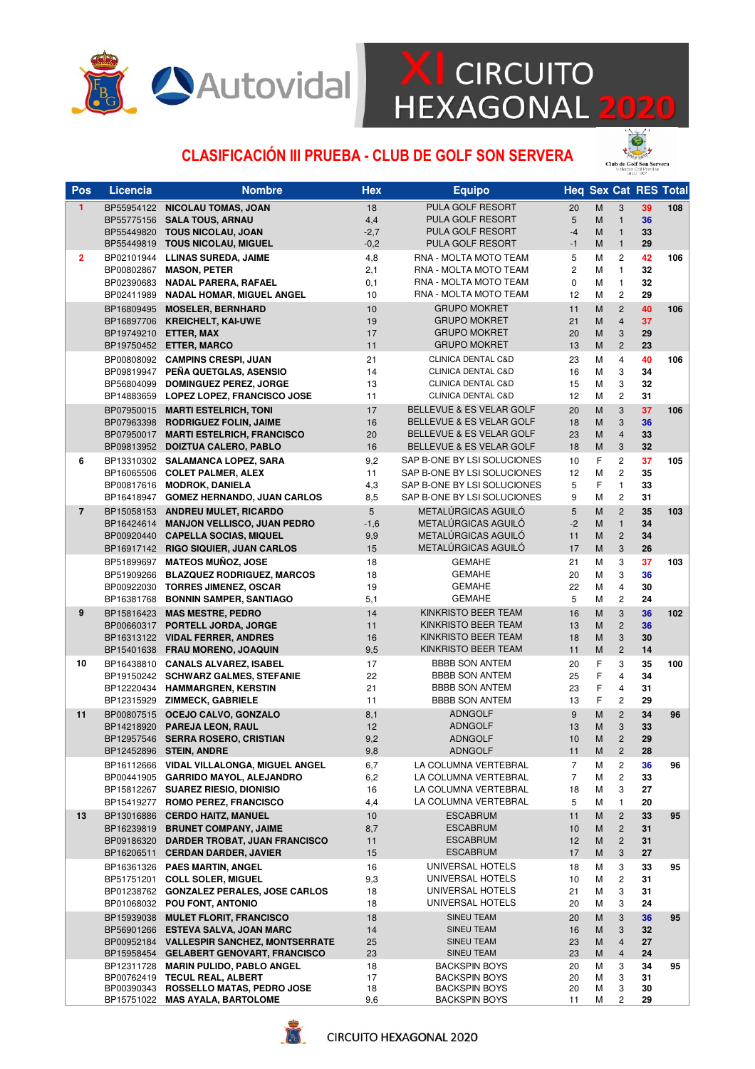# XI CIRCUITO HEXAGONAL 2020

## CLASIFICACIÓN III PRUEBA - CLUB DE GOLF SON SERVERA

| Pos | Licencia | Nombre | Hex | Equipo | Heq | Sex | Cat | RES | Total |
|---|---|---|---|---|---|---|---|---|---|
| 1 | BP55954122 | NICOLAU TOMAS, JOAN | 18 | PULA GOLF RESORT | 20 | M | 3 | 39 | 108 |
| | BP55775156 | SALA TOUS, ARNAU | 4,4 | PULA GOLF RESORT | 5 | M | 1 | 36 | |
| | BP55449820 | TOUS NICOLAU, JOAN | -2,7 | PULA GOLF RESORT | -4 | M | 1 | 33 | |
| | BP55449819 | TOUS NICOLAU, MIGUEL | -0,2 | PULA GOLF RESORT | -1 | M | 1 | 29 | |
| 2 | BP02101944 | LLINAS SUREDA, JAIME | 4,8 | RNA - MOLTA MOTO TEAM | 5 | M | 2 | 42 | 106 |
| | BP00802867 | MASON, PETER | 2,1 | RNA - MOLTA MOTO TEAM | 2 | M | 1 | 32 | |
| | BP02390683 | NADAL PARERA, RAFAEL | 0,1 | RNA - MOLTA MOTO TEAM | 0 | M | 1 | 32 | |
| | BP02411989 | NADAL HOMAR, MIGUEL ANGEL | 10 | RNA - MOLTA MOTO TEAM | 12 | M | 2 | 29 | |
| | BP16809495 | MOSELER, BERNHARD | 10 | GRUPO MOKRET | 11 | M | 2 | 40 | 106 |
| | BP16897706 | KREICHELT, KAI-UWE | 19 | GRUPO MOKRET | 21 | M | 4 | 37 | |
| | BP19749210 | ETTER, MAX | 17 | GRUPO MOKRET | 20 | M | 3 | 29 | |
| | BP19750452 | ETTER, MARCO | 11 | GRUPO MOKRET | 13 | M | 2 | 23 | |
| | BP00808092 | CAMPINS CRESPI, JUAN | 21 | CLINICA DENTAL C&D | 23 | M | 4 | 40 | 106 |
| | BP09819947 | PEÑA QUETGLAS, ASENSIO | 14 | CLINICA DENTAL C&D | 16 | M | 3 | 34 | |
| | BP56804099 | DOMINGUEZ PEREZ, JORGE | 13 | CLINICA DENTAL C&D | 15 | M | 3 | 32 | |
| | BP14883659 | LOPEZ LOPEZ, FRANCISCO JOSE | 11 | CLINICA DENTAL C&D | 12 | M | 2 | 31 | |
| | BP07950015 | MARTI ESTELRICH, TONI | 17 | BELLEVUE & ES VELAR GOLF | 20 | M | 3 | 37 | 106 |
| | BP07963398 | RODRIGUEZ FOLIN, JAIME | 16 | BELLEVUE & ES VELAR GOLF | 18 | M | 3 | 36 | |
| | BP07950017 | MARTI ESTELRICH, FRANCISCO | 20 | BELLEVUE & ES VELAR GOLF | 23 | M | 4 | 33 | |
| | BP09813952 | DOIZTUA CALERO, PABLO | 16 | BELLEVUE & ES VELAR GOLF | 18 | M | 3 | 32 | |
| 6 | BP13310302 | SALAMANCA LOPEZ, SARA | 9,2 | SAP B-ONE BY LSI SOLUCIONES | 10 | F | 2 | 37 | 105 |
| | BP16065506 | COLET PALMER, ALEX | 11 | SAP B-ONE BY LSI SOLUCIONES | 12 | M | 2 | 35 | |
| | BP00817616 | MODROK, DANIELA | 4,3 | SAP B-ONE BY LSI SOLUCIONES | 5 | F | 1 | 33 | |
| | BP16418947 | GOMEZ HERNANDO, JUAN CARLOS | 8,5 | SAP B-ONE BY LSI SOLUCIONES | 9 | M | 2 | 31 | |
| 7 | BP15058153 | ANDREU MULET, RICARDO | 5 | METALÚRGICAS AGUILÓ | 5 | M | 2 | 35 | 103 |
| | BP16424614 | MANJON VELLISCO, JUAN PEDRO | -1,6 | METALÚRGICAS AGUILÓ | -2 | M | 1 | 34 | |
| | BP00920440 | CAPELLA SOCIAS, MIQUEL | 9,9 | METALÚRGICAS AGUILÓ | 11 | M | 2 | 34 | |
| | BP16917142 | RIGO SIQUIER, JUAN CARLOS | 15 | METALÚRGICAS AGUILÓ | 17 | M | 3 | 26 | |
| | BP51899697 | MATEOS MUÑOZ, JOSE | 18 | GEMAHE | 21 | M | 3 | 37 | 103 |
| | BP51909266 | BLAZQUEZ RODRIGUEZ, MARCOS | 18 | GEMAHE | 20 | M | 3 | 36 | |
| | BP00922030 | TORRES JIMENEZ, OSCAR | 19 | GEMAHE | 22 | M | 4 | 30 | |
| | BP16381768 | BONNIN SAMPER, SANTIAGO | 5,1 | GEMAHE | 5 | M | 2 | 24 | |
| 9 | BP15816423 | MAS MESTRE, PEDRO | 14 | KINKRISTO BEER TEAM | 16 | M | 3 | 36 | 102 |
| | BP00660317 | PORTELL JORDA, JORGE | 11 | KINKRISTO BEER TEAM | 13 | M | 2 | 36 | |
| | BP16313122 | VIDAL FERRER, ANDRES | 16 | KINKRISTO BEER TEAM | 18 | M | 3 | 30 | |
| | BP15401638 | FRAU MORENO, JOAQUIN | 9,5 | KINKRISTO BEER TEAM | 11 | M | 2 | 14 | |
| 10 | BP16438810 | CANALS ALVAREZ, ISABEL | 17 | BBBB SON ANTEM | 20 | F | 3 | 35 | 100 |
| | BP19150242 | SCHWARZ GALMES, STEFANIE | 22 | BBBB SON ANTEM | 25 | F | 4 | 34 | |
| | BP12220434 | HAMMARGREN, KERSTIN | 21 | BBBB SON ANTEM | 23 | F | 4 | 31 | |
| | BP12315929 | ZIMMECK, GABRIELE | 11 | BBBB SON ANTEM | 13 | F | 2 | 29 | |
| 11 | BP00807515 | OCEJO CALVO, GONZALO | 8,1 | ADNGOLF | 9 | M | 2 | 34 | 96 |
| | BP14218920 | PAREJA LEON, RAUL | 12 | ADNGOLF | 13 | M | 3 | 33 | |
| | BP12957546 | SERRA ROSERO, CRISTIAN | 9,2 | ADNGOLF | 10 | M | 2 | 29 | |
| | BP12452896 | STEIN, ANDRE | 9,8 | ADNGOLF | 11 | M | 2 | 28 | |
| | BP16112666 | VIDAL VILLALONGA, MIGUEL ANGEL | 6,7 | LA COLUMNA VERTEBRAL | 7 | M | 2 | 36 | 96 |
| | BP00441905 | GARRIDO MAYOL, ALEJANDRO | 6,2 | LA COLUMNA VERTEBRAL | 7 | M | 2 | 33 | |
| | BP15812267 | SUAREZ RIESIO, DIONISIO | 16 | LA COLUMNA VERTEBRAL | 18 | M | 3 | 27 | |
| | BP15419277 | ROMO PEREZ, FRANCISCO | 4,4 | LA COLUMNA VERTEBRAL | 5 | M | 1 | 20 | |
| 13 | BP13016886 | CERDO HAITZ, MANUEL | 10 | ESCABRUM | 11 | M | 2 | 33 | 95 |
| | BP16239819 | BRUNET COMPANY, JAIME | 8,7 | ESCABRUM | 10 | M | 2 | 31 | |
| | BP09186320 | DARDER TROBAT, JUAN FRANCISCO | 11 | ESCABRUM | 12 | M | 2 | 31 | |
| | BP16206511 | CERDAN DARDER, JAVIER | 15 | ESCABRUM | 17 | M | 3 | 27 | |
| | BP16361326 | PAES MARTIN, ANGEL | 16 | UNIVERSAL HOTELS | 18 | M | 3 | 33 | 95 |
| | BP51751201 | COLL SOLER, MIGUEL | 9,3 | UNIVERSAL HOTELS | 10 | M | 2 | 31 | |
| | BP01238762 | GONZALEZ PERALES, JOSE CARLOS | 18 | UNIVERSAL HOTELS | 21 | M | 3 | 31 | |
| | BP01068032 | POU FONT, ANTONIO | 18 | UNIVERSAL HOTELS | 20 | M | 3 | 24 | |
| | BP15939038 | MULET FLORIT, FRANCISCO | 18 | SINEU TEAM | 20 | M | 3 | 36 | 95 |
| | BP56901266 | ESTEVA SALVA, JOAN MARC | 14 | SINEU TEAM | 16 | M | 3 | 32 | |
| | BP00952184 | VALLESPIR SANCHEZ, MONTSERRATE | 25 | SINEU TEAM | 23 | M | 4 | 27 | |
| | BP15958454 | GELABERT GENOVART, FRANCISCO | 23 | SINEU TEAM | 23 | M | 4 | 24 | |
| | BP12311728 | MARIN PULIDO, PABLO ANGEL | 18 | BACKSPIN BOYS | 20 | M | 3 | 34 | 95 |
| | BP00762419 | TECUL REAL, ALBERT | 17 | BACKSPIN BOYS | 20 | M | 3 | 31 | |
| | BP00390343 | ROSSELLO MATAS, PEDRO JOSE | 18 | BACKSPIN BOYS | 20 | M | 3 | 30 | |
| | BP15751022 | MAS AYALA, BARTOLOME | 9,6 | BACKSPIN BOYS | 11 | M | 2 | 29 | |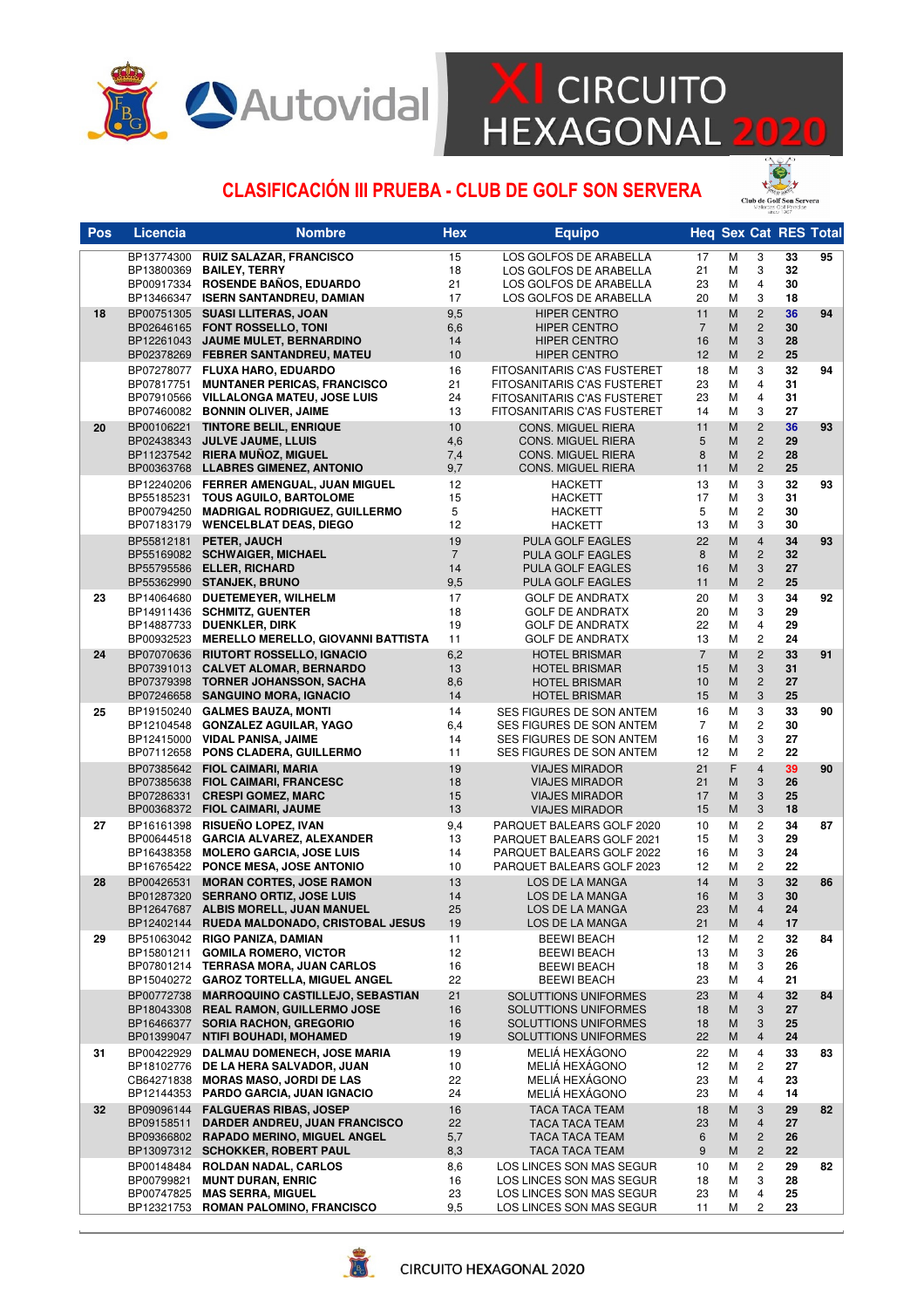# XI CIRCUITO HEXAGONAL 2020

## CLASIFICACIÓN III PRUEBA - CLUB DE GOLF SON SERVERA

| Pos | Licencia | Nombre | Hex | Equipo | Heq | Sex | Cat | RES | Total |
|---|---|---|---|---|---|---|---|---|---|
| | BP13774300 | **RUIZ SALAZAR, FRANCISCO** | 15 | LOS GOLFOS DE ARABELLA | 17 | M | 3 | **33** | **95** |
| | BP13800369 | **BAILEY, TERRY** | 18 | LOS GOLFOS DE ARABELLA | 21 | M | 3 | **32** | |
| | BP00917334 | **ROSENDE BAÑOS, EDUARDO** | 21 | LOS GOLFOS DE ARABELLA | 23 | M | 4 | **30** | |
| | BP13466347 | **ISERN SANTANDREU, DAMIAN** | 17 | LOS GOLFOS DE ARABELLA | 20 | M | 3 | **18** | |
| **18** | BP00751305 | **SUASI LLITERAS, JOAN** | 9,5 | HIPER CENTRO | 11 | M | 2 | **36** | **94** |
| | BP02646165 | **FONT ROSSELLO, TONI** | 6,6 | HIPER CENTRO | 7 | M | 2 | **30** | |
| | BP12261043 | **JAUME MULET, BERNARDINO** | 14 | HIPER CENTRO | 16 | M | 3 | **28** | |
| | BP02378269 | **FEBRER SANTANDREU, MATEU** | 10 | HIPER CENTRO | 12 | M | 2 | **25** | |
| | BP07278077 | **FLUXA HARO, EDUARDO** | 16 | FITOSANITARIS C'AS FUSTERET | 18 | M | 3 | **32** | **94** |
| | BP07817751 | **MUNTANER PERICAS, FRANCISCO** | 21 | FITOSANITARIS C'AS FUSTERET | 23 | M | 4 | **31** | |
| | BP07910566 | **VILLALONGA MATEU, JOSE LUIS** | 24 | FITOSANITARIS C'AS FUSTERET | 23 | M | 4 | **31** | |
| | BP07460082 | **BONNIN OLIVER, JAIME** | 13 | FITOSANITARIS C'AS FUSTERET | 14 | M | 3 | **27** | |
| **20** | BP00106221 | **TINTORE BELIL, ENRIQUE** | 10 | CONS. MIGUEL RIERA | 11 | M | 2 | **36** | **93** |
| | BP02438343 | **JULVE JAUME, LLUIS** | 4,6 | CONS. MIGUEL RIERA | 5 | M | 2 | **29** | |
| | BP11237542 | **RIERA MUÑOZ, MIGUEL** | 7,4 | CONS. MIGUEL RIERA | 8 | M | 2 | **28** | |
| | BP00363768 | **LLABRES GIMENEZ, ANTONIO** | 9,7 | CONS. MIGUEL RIERA | 11 | M | 2 | **25** | |
| | BP12240206 | **FERRER AMENGUAL, JUAN MIGUEL** | 12 | HACKETT | 13 | M | 3 | **32** | **93** |
| | BP55185231 | **TOUS AGUILO, BARTOLOME** | 15 | HACKETT | 17 | M | 3 | **31** | |
| | BP00794250 | **MADRIGAL RODRIGUEZ, GUILLERMO** | 5 | HACKETT | 5 | M | 2 | **30** | |
| | BP07183179 | **WENCELBLAT DEAS, DIEGO** | 12 | HACKETT | 13 | M | 3 | **30** | |
| | BP55812181 | **PETER, JAUCH** | 19 | PULA GOLF EAGLES | 22 | M | 4 | **34** | **93** |
| | BP55169082 | **SCHWAIGER, MICHAEL** | 7 | PULA GOLF EAGLES | 8 | M | 2 | **32** | |
| | BP55795586 | **ELLER, RICHARD** | 14 | PULA GOLF EAGLES | 16 | M | 3 | **27** | |
| | BP55362990 | **STANJEK, BRUNO** | 9,5 | PULA GOLF EAGLES | 11 | M | 2 | **25** | |
| **23** | BP14064680 | **DUETEMEYER, WILHELM** | 17 | GOLF DE ANDRATX | 20 | M | 3 | **34** | **92** |
| | BP14911436 | **SCHMITZ, GUENTER** | 18 | GOLF DE ANDRATX | 20 | M | 3 | **29** | |
| | BP14887733 | **DUENKLER, DIRK** | 19 | GOLF DE ANDRATX | 22 | M | 4 | **29** | |
| | BP00932523 | **MERELLO MERELLO, GIOVANNI BATTISTA** | 11 | GOLF DE ANDRATX | 13 | M | 2 | **24** | |
| **24** | BP07070636 | **RIUTORT ROSSELLO, IGNACIO** | 6,2 | HOTEL BRISMAR | 7 | M | 2 | **33** | **91** |
| | BP07391013 | **CALVET ALOMAR, BERNARDO** | 13 | HOTEL BRISMAR | 15 | M | 3 | **31** | |
| | BP07379398 | **TORNER JOHANSSON, SACHA** | 8,6 | HOTEL BRISMAR | 10 | M | 2 | **27** | |
| | BP07246658 | **SANGUINO MORA, IGNACIO** | 14 | HOTEL BRISMAR | 15 | M | 3 | **25** | |
| **25** | BP19150240 | **GALMES BAUZA, MONTI** | 14 | SES FIGURES DE SON ANTEM | 16 | M | 3 | **33** | **90** |
| | BP12104548 | **GONZALEZ AGUILAR, YAGO** | 6,4 | SES FIGURES DE SON ANTEM | 7 | M | 2 | **30** | |
| | BP12415000 | **VIDAL PANISA, JAIME** | 14 | SES FIGURES DE SON ANTEM | 16 | M | 3 | **27** | |
| | BP07112658 | **PONS CLADERA, GUILLERMO** | 11 | SES FIGURES DE SON ANTEM | 12 | M | 2 | **22** | |
| | BP07385642 | **FIOL CAIMARI, MARIA** | 19 | VIAJES MIRADOR | 21 | F | 4 | **39** | **90** |
| | BP07385638 | **FIOL CAIMARI, FRANCESC** | 18 | VIAJES MIRADOR | 21 | M | 3 | **26** | |
| | BP07286331 | **CRESPI GOMEZ, MARC** | 15 | VIAJES MIRADOR | 17 | M | 3 | **25** | |
| | BP00368372 | **FIOL CAIMARI, JAUME** | 13 | VIAJES MIRADOR | 15 | M | 3 | **18** | |
| **27** | BP16161398 | **RISUEÑO LOPEZ, IVAN** | 9,4 | PARQUET BALEARS GOLF 2020 | 10 | M | 2 | **34** | **87** |
| | BP00644518 | **GARCIA ALVAREZ, ALEXANDER** | 13 | PARQUET BALEARS GOLF 2021 | 15 | M | 3 | **29** | |
| | BP16438358 | **MOLERO GARCIA, JOSE LUIS** | 14 | PARQUET BALEARS GOLF 2022 | 16 | M | 3 | **24** | |
| | BP16765422 | **PONCE MESA, JOSE ANTONIO** | 10 | PARQUET BALEARS GOLF 2023 | 12 | M | 2 | **22** | |
| **28** | BP00426531 | **MORAN CORTES, JOSE RAMON** | 13 | LOS DE LA MANGA | 14 | M | 3 | **32** | **86** |
| | BP01287320 | **SERRANO ORTIZ, JOSE LUIS** | 14 | LOS DE LA MANGA | 16 | M | 3 | **30** | |
| | BP12647687 | **ALBIS MORELL, JUAN MANUEL** | 25 | LOS DE LA MANGA | 23 | M | 4 | **24** | |
| | BP12402144 | **RUEDA MALDONADO, CRISTOBAL JESUS** | 19 | LOS DE LA MANGA | 21 | M | 4 | **17** | |
| **29** | BP51063042 | **RIGO PANIZA, DAMIAN** | 11 | BEEWI BEACH | 12 | M | 2 | **32** | **84** |
| | BP15801211 | **GOMILA ROMERO, VICTOR** | 12 | BEEWI BEACH | 13 | M | 3 | **26** | |
| | BP07801214 | **TERRASA MORA, JUAN CARLOS** | 16 | BEEWI BEACH | 18 | M | 3 | **26** | |
| | BP15040272 | **GAROZ TORTELLA, MIGUEL ANGEL** | 22 | BEEWI BEACH | 23 | M | 4 | **21** | |
| | BP00772738 | **MARROQUINO CASTILLEJO, SEBASTIAN** | 21 | SOLUTTIONS UNIFORMES | 23 | M | 4 | **32** | **84** |
| | BP18043308 | **REAL RAMON, GUILLERMO JOSE** | 16 | SOLUTTIONS UNIFORMES | 18 | M | 3 | **27** | |
| | BP16466377 | **SORIA RACHON, GREGORIO** | 16 | SOLUTTIONS UNIFORMES | 18 | M | 3 | **25** | |
| | BP01399047 | **NTIFI BOUHADI, MOHAMED** | 19 | SOLUTTIONS UNIFORMES | 22 | M | 4 | **24** | |
| **31** | BP00422929 | **DALMAU DOMENECH, JOSE MARIA** | 19 | MELIÁ HEXÁGONO | 22 | M | 4 | **33** | **83** |
| | BP18102776 | **DE LA HERA SALVADOR, JUAN** | 10 | MELIÁ HEXÁGONO | 12 | M | 2 | **27** | |
| | CB64271838 | **MORAS MASO, JORDI DE LAS** | 22 | MELIÁ HEXÁGONO | 23 | M | 4 | **23** | |
| | BP12144353 | **PARDO GARCIA, JUAN IGNACIO** | 24 | MELIÁ HEXÁGONO | 23 | M | 4 | **14** | |
| **32** | BP09096144 | **FALGUERAS RIBAS, JOSEP** | 16 | TACA TACA TEAM | 18 | M | 3 | **29** | **82** |
| | BP09158511 | **DARDER ANDREU, JUAN FRANCISCO** | 22 | TACA TACA TEAM | 23 | M | 4 | **27** | |
| | BP09366802 | **RAPADO MERINO, MIGUEL ANGEL** | 5,7 | TACA TACA TEAM | 6 | M | 2 | **26** | |
| | BP13097312 | **SCHOKKER, ROBERT PAUL** | 8,3 | TACA TACA TEAM | 9 | M | 2 | **22** | |
| | BP00148484 | **ROLDAN NADAL, CARLOS** | 8,6 | LOS LINCES SON MAS SEGUR | 10 | M | 2 | **29** | **82** |
| | BP00799821 | **MUNT DURAN, ENRIC** | 16 | LOS LINCES SON MAS SEGUR | 18 | M | 3 | **28** | |
| | BP00747825 | **MAS SERRA, MIGUEL** | 23 | LOS LINCES SON MAS SEGUR | 23 | M | 4 | **25** | |
| | BP12321753 | **ROMAN PALOMINO, FRANCISCO** | 9,5 | LOS LINCES SON MAS SEGUR | 11 | M | 2 | **23** | |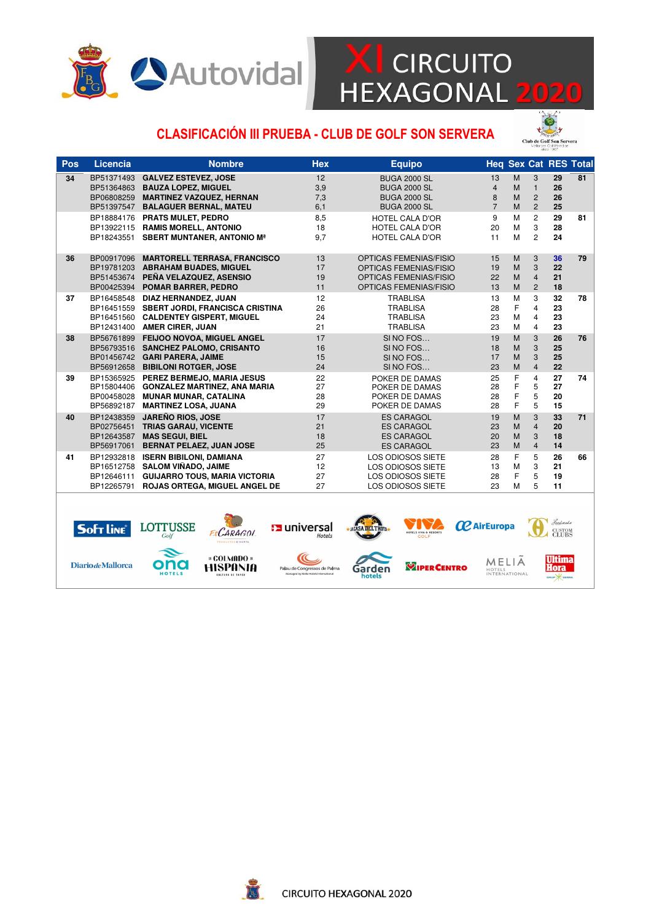# XI CIRCUITO HEXAGONAL 2020

## CLASIFICACIÓN III PRUEBA - CLUB DE GOLF SON SERVERA

| Pos | Licencia | Nombre | Hex | Equipo | Heq | Sex | Cat | RES | Total |
|---|---|---|---|---|---|---|---|---|---|
| 34 | BP51371493 | GALVEZ ESTEVEZ, JOSE | 12 | BUGA 2000 SL | 13 | M | 3 | 29 | 81 |
| | BP51364863 | BAUZA LOPEZ, MIGUEL | 3,9 | BUGA 2000 SL | 4 | M | 1 | 26 | |
| | BP06808259 | MARTINEZ VAZQUEZ, HERNAN | 7,3 | BUGA 2000 SL | 8 | M | 2 | 26 | |
| | BP51397547 | BALAGUER BERNAL, MATEU | 6,1 | BUGA 2000 SL | 7 | M | 2 | 25 | |
| | BP18884176 | PRATS MULET, PEDRO | 8,5 | HOTEL CALA D'OR | 9 | M | 2 | 29 | 81 |
| | BP13922115 | RAMIS MORELL, ANTONIO | 18 | HOTEL CALA D'OR | 20 | M | 3 | 28 | |
| | BP18243551 | SBERT MUNTANER, ANTONIO Mª | 9,7 | HOTEL CALA D'OR | 11 | M | 2 | 24 | |
| 36 | BP00917096 | MARTORELL TERRASA, FRANCISCO | 13 | OPTICAS FEMENIAS/FISIO | 15 | M | 3 | 36 | 79 |
| | BP19781203 | ABRAHAM BUADES, MIGUEL | 17 | OPTICAS FEMENIAS/FISIO | 19 | M | 3 | 22 | |
| | BP51453674 | PEÑA VELAZQUEZ, ASENSIO | 19 | OPTICAS FEMENIAS/FISIO | 22 | M | 4 | 21 | |
| | BP00425394 | POMAR BARRER, PEDRO | 11 | OPTICAS FEMENIAS/FISIO | 13 | M | 2 | 18 | |
| 37 | BP16458548 | DIAZ HERNANDEZ, JUAN | 12 | TRABLISA | 13 | M | 3 | 32 | 78 |
| | BP16451559 | SBERT JORDI, FRANCISCA CRISTINA | 26 | TRABLISA | 28 | F | 4 | 23 | |
| | BP16451560 | CALDENTEY GISPERT, MIGUEL | 24 | TRABLISA | 23 | M | 4 | 23 | |
| | BP12431400 | AMER CIRER, JUAN | 21 | TRABLISA | 23 | M | 4 | 23 | |
| 38 | BP56761899 | FEIJOO NOVOA, MIGUEL ANGEL | 17 | SI NO FOS… | 19 | M | 3 | 26 | 76 |
| | BP56793516 | SANCHEZ PALOMO, CRISANTO | 16 | SI NO FOS… | 18 | M | 3 | 25 | |
| | BP01456742 | GARI PARERA, JAIME | 15 | SI NO FOS… | 17 | M | 3 | 25 | |
| | BP56912658 | BIBILONI ROTGER, JOSE | 24 | SI NO FOS… | 23 | M | 4 | 22 | |
| 39 | BP15365925 | PEREZ BERMEJO, MARIA JESUS | 22 | POKER DE DAMAS | 25 | F | 4 | 27 | 74 |
| | BP15804406 | GONZALEZ MARTINEZ, ANA MARIA | 27 | POKER DE DAMAS | 28 | F | 5 | 27 | |
| | BP00458028 | MUNAR MUNAR, CATALINA | 28 | POKER DE DAMAS | 28 | F | 5 | 20 | |
| | BP56892187 | MARTINEZ LOSA, JUANA | 29 | POKER DE DAMAS | 28 | F | 5 | 15 | |
| 40 | BP12438359 | JAREÑO RIOS, JOSE | 17 | ES CARAGOL | 19 | M | 3 | 33 | 71 |
| | BP02756451 | TRIAS GARAU, VICENTE | 21 | ES CARAGOL | 23 | M | 4 | 20 | |
| | BP12643587 | MAS SEGUI, BIEL | 18 | ES CARAGOL | 20 | M | 3 | 18 | |
| | BP56917061 | BERNAT PELAEZ, JUAN JOSE | 25 | ES CARAGOL | 23 | M | 4 | 14 | |
| 41 | BP12932818 | ISERN BIBILONI, DAMIANA | 27 | LOS ODIOSOS SIETE | 28 | F | 5 | 26 | 66 |
| | BP16512758 | SALOM VIÑADO, JAIME | 12 | LOS ODIOSOS SIETE | 13 | M | 3 | 21 | |
| | BP12646111 | GUIJARRO TOUS, MARIA VICTORIA | 27 | LOS ODIOSOS SIETE | 28 | F | 5 | 19 | |
| | BP12265791 | ROJAS ORTEGA, MIGUEL ANGEL DE | 27 | LOS ODIOSOS SIETE | 23 | M | 5 | 11 | |